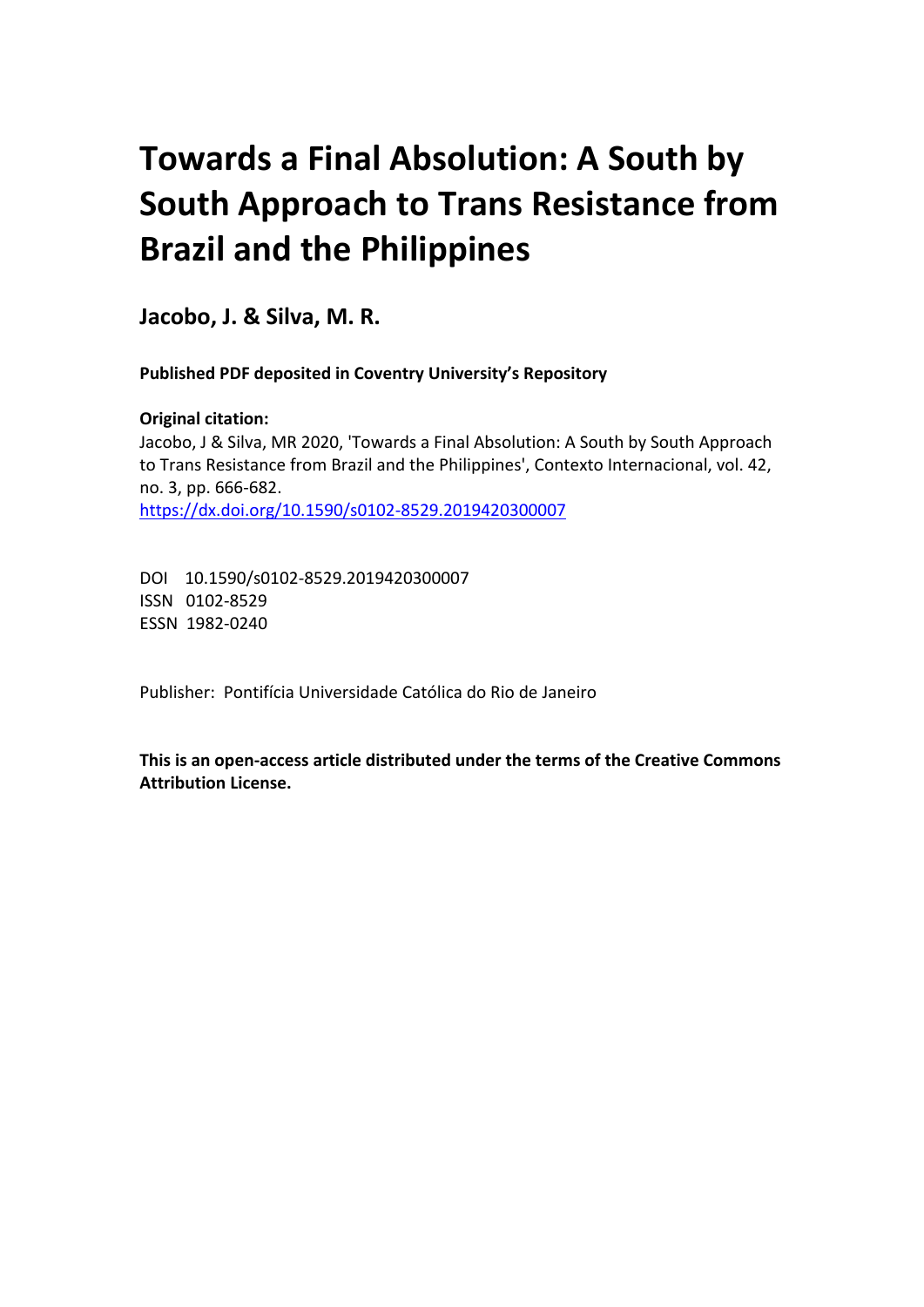# Towards a Final Absolution: A South by South Approach to Trans Resistance from Brazil and the Philippines

**Jacobo, J. & Silva, M. R.**

**Published PDF deposited in Coventry University's Repository**

**Original citation:**

Jacobo, J & Silva, MR 2020, 'Towards a Final Absolution: A South by South Approach to Trans Resistance from Brazil and the Philippines', Contexto Internacional, vol. 42, no. 3, pp. 666-682.
https://dx.doi.org/10.1590/s0102-8529.2019420300007

DOI 10.1590/s0102-8529.2019420300007
ISSN 0102-8529
ESSN 1982-0240

Publisher: Pontifícia Universidade Católica do Rio de Janeiro

**This is an open-access article distributed under the terms of the Creative Commons Attribution License.**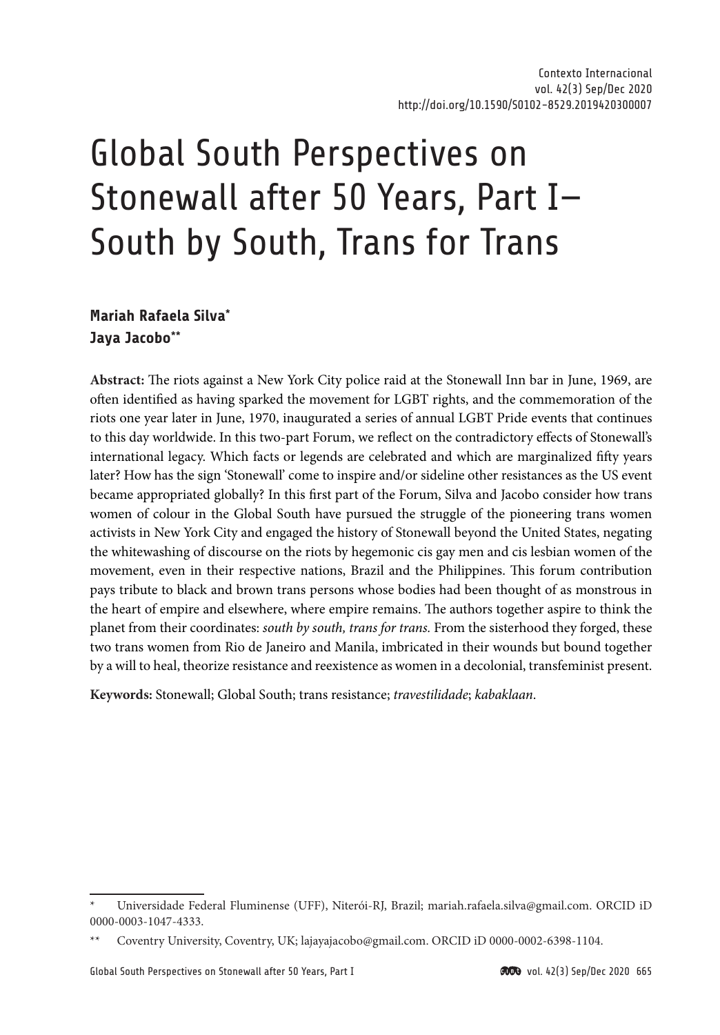# Global South Perspectives on Stonewall after 50 Years, Part I– South by South, Trans for Trans

**Mariah Rafaela Silva***
**Jaya Jacobo****

**Abstract:** The riots against a New York City police raid at the Stonewall Inn bar in June, 1969, are often identified as having sparked the movement for LGBT rights, and the commemoration of the riots one year later in June, 1970, inaugurated a series of annual LGBT Pride events that continues to this day worldwide. In this two-part Forum, we reflect on the contradictory effects of Stonewall's international legacy. Which facts or legends are celebrated and which are marginalized fifty years later? How has the sign 'Stonewall' come to inspire and/or sideline other resistances as the US event became appropriated globally? In this first part of the Forum, Silva and Jacobo consider how trans women of colour in the Global South have pursued the struggle of the pioneering trans women activists in New York City and engaged the history of Stonewall beyond the United States, negating the whitewashing of discourse on the riots by hegemonic cis gay men and cis lesbian women of the movement, even in their respective nations, Brazil and the Philippines. This forum contribution pays tribute to black and brown trans persons whose bodies had been thought of as monstrous in the heart of empire and elsewhere, where empire remains. The authors together aspire to think the planet from their coordinates: *south by south, trans for trans.* From the sisterhood they forged, these two trans women from Rio de Janeiro and Manila, imbricated in their wounds but bound together by a will to heal, theorize resistance and reexistence as women in a decolonial, transfeminist present.

**Keywords:** Stonewall; Global South; trans resistance; *travestilidade*; *kabaklaan*.

---

\* Universidade Federal Fluminense (UFF), Niterói-RJ, Brazil; mariah.rafaela.silva@gmail.com. ORCID iD 0000-0003-1047-4333.

\*\* Coventry University, Coventry, UK; lajayajacobo@gmail.com. ORCID iD 0000-0002-6398-1104.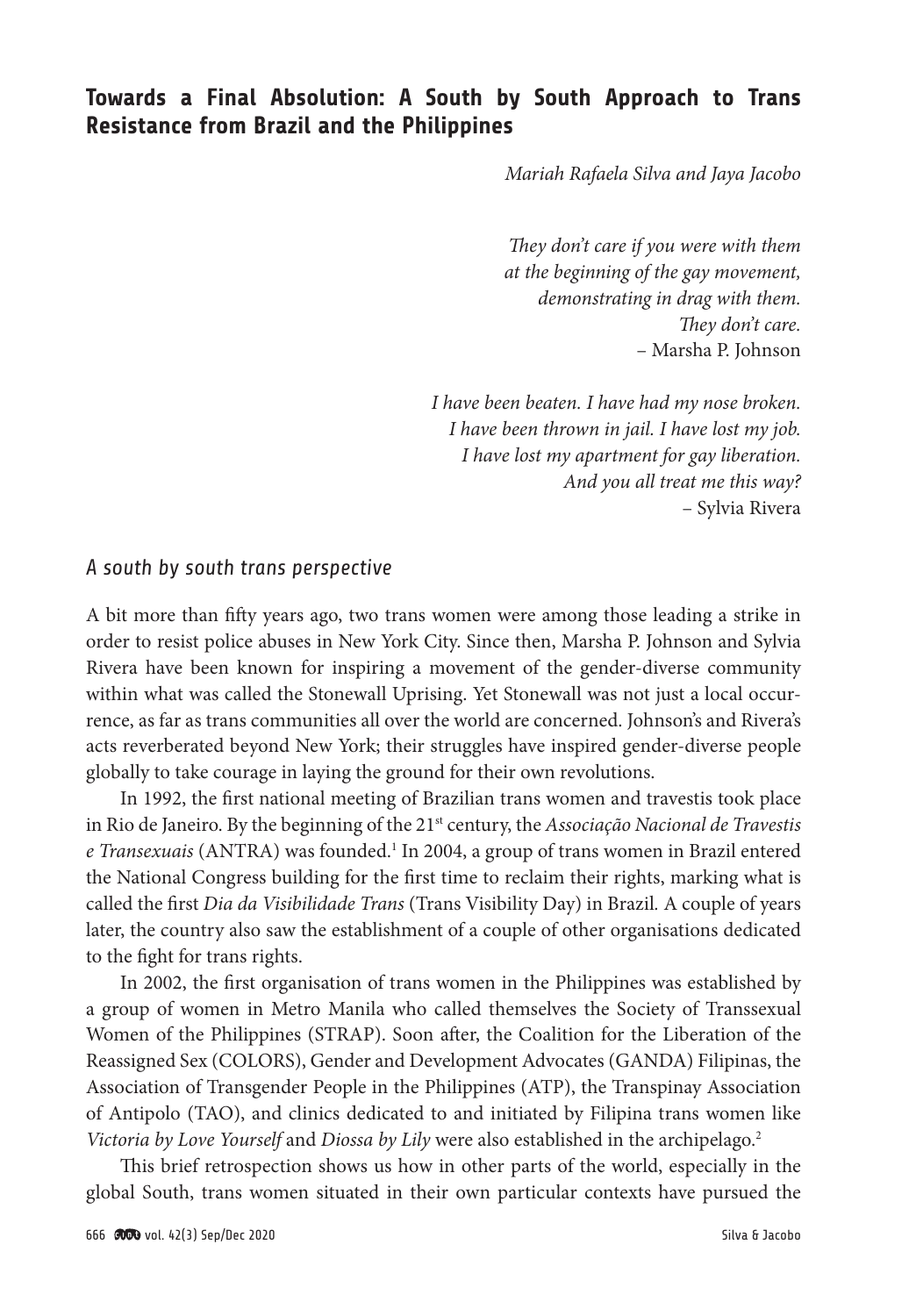# Towards a Final Absolution: A South by South Approach to Trans Resistance from Brazil and the Philippines

*Mariah Rafaela Silva and Jaya Jacobo*

*They don't care if you were with them*
*at the beginning of the gay movement,*
*demonstrating in drag with them.*
*They don't care.*
– Marsha P. Johnson

*I have been beaten. I have had my nose broken.*
*I have been thrown in jail. I have lost my job.*
*I have lost my apartment for gay liberation.*
*And you all treat me this way?*
– Sylvia Rivera

## *A south by south trans perspective*

A bit more than fifty years ago, two trans women were among those leading a strike in order to resist police abuses in New York City. Since then, Marsha P. Johnson and Sylvia Rivera have been known for inspiring a movement of the gender-diverse community within what was called the Stonewall Uprising. Yet Stonewall was not just a local occurrence, as far as trans communities all over the world are concerned. Johnson's and Rivera's acts reverberated beyond New York; their struggles have inspired gender-diverse people globally to take courage in laying the ground for their own revolutions.

In 1992, the first national meeting of Brazilian trans women and travestis took place in Rio de Janeiro. By the beginning of the 21st century, the *Associação Nacional de Travestis e Transexuais* (ANTRA) was founded.[1] In 2004, a group of trans women in Brazil entered the National Congress building for the first time to reclaim their rights, marking what is called the first *Dia da Visibilidade Trans* (Trans Visibility Day) in Brazil. A couple of years later, the country also saw the establishment of a couple of other organisations dedicated to the fight for trans rights.

In 2002, the first organisation of trans women in the Philippines was established by a group of women in Metro Manila who called themselves the Society of Transsexual Women of the Philippines (STRAP). Soon after, the Coalition for the Liberation of the Reassigned Sex (COLORS), Gender and Development Advocates (GANDA) Filipinas, the Association of Transgender People in the Philippines (ATP), the Transpinay Association of Antipolo (TAO), and clinics dedicated to and initiated by Filipina trans women like *Victoria by Love Yourself* and *Diossa by Lily* were also established in the archipelago.[2]

This brief retrospection shows us how in other parts of the world, especially in the global South, trans women situated in their own particular contexts have pursued the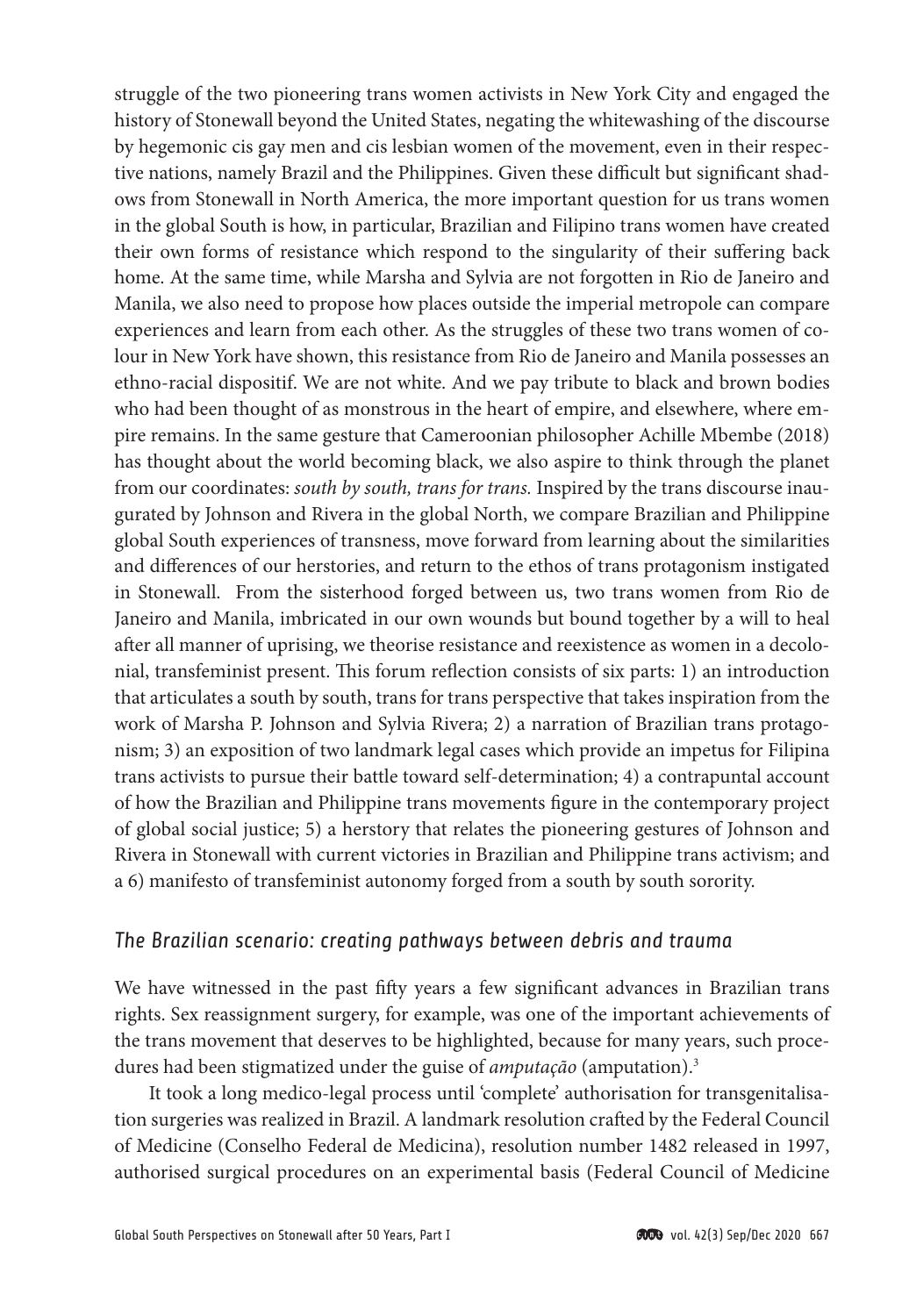struggle of the two pioneering trans women activists in New York City and engaged the history of Stonewall beyond the United States, negating the whitewashing of the discourse by hegemonic cis gay men and cis lesbian women of the movement, even in their respective nations, namely Brazil and the Philippines. Given these difficult but significant shadows from Stonewall in North America, the more important question for us trans women in the global South is how, in particular, Brazilian and Filipino trans women have created their own forms of resistance which respond to the singularity of their suffering back home. At the same time, while Marsha and Sylvia are not forgotten in Rio de Janeiro and Manila, we also need to propose how places outside the imperial metropole can compare experiences and learn from each other. As the struggles of these two trans women of colour in New York have shown, this resistance from Rio de Janeiro and Manila possesses an ethno-racial dispositif. We are not white. And we pay tribute to black and brown bodies who had been thought of as monstrous in the heart of empire, and elsewhere, where empire remains. In the same gesture that Cameroonian philosopher Achille Mbembe (2018) has thought about the world becoming black, we also aspire to think through the planet from our coordinates: *south by south, trans for trans.* Inspired by the trans discourse inaugurated by Johnson and Rivera in the global North, we compare Brazilian and Philippine global South experiences of transness, move forward from learning about the similarities and differences of our herstories, and return to the ethos of trans protagonism instigated in Stonewall. From the sisterhood forged between us, two trans women from Rio de Janeiro and Manila, imbricated in our own wounds but bound together by a will to heal after all manner of uprising, we theorise resistance and reexistence as women in a decolonial, transfeminist present. This forum reflection consists of six parts: 1) an introduction that articulates a south by south, trans for trans perspective that takes inspiration from the work of Marsha P. Johnson and Sylvia Rivera; 2) a narration of Brazilian trans protagonism; 3) an exposition of two landmark legal cases which provide an impetus for Filipina trans activists to pursue their battle toward self-determination; 4) a contrapuntal account of how the Brazilian and Philippine trans movements figure in the contemporary project of global social justice; 5) a herstory that relates the pioneering gestures of Johnson and Rivera in Stonewall with current victories in Brazilian and Philippine trans activism; and a 6) manifesto of transfeminist autonomy forged from a south by south sorority.

## *The Brazilian scenario: creating pathways between debris and trauma*

We have witnessed in the past fifty years a few significant advances in Brazilian trans rights. Sex reassignment surgery, for example, was one of the important achievements of the trans movement that deserves to be highlighted, because for many years, such procedures had been stigmatized under the guise of *amputação* (amputation).[3]

It took a long medico-legal process until 'complete' authorisation for transgenitalisation surgeries was realized in Brazil. A landmark resolution crafted by the Federal Council of Medicine (Conselho Federal de Medicina), resolution number 1482 released in 1997, authorised surgical procedures on an experimental basis (Federal Council of Medicine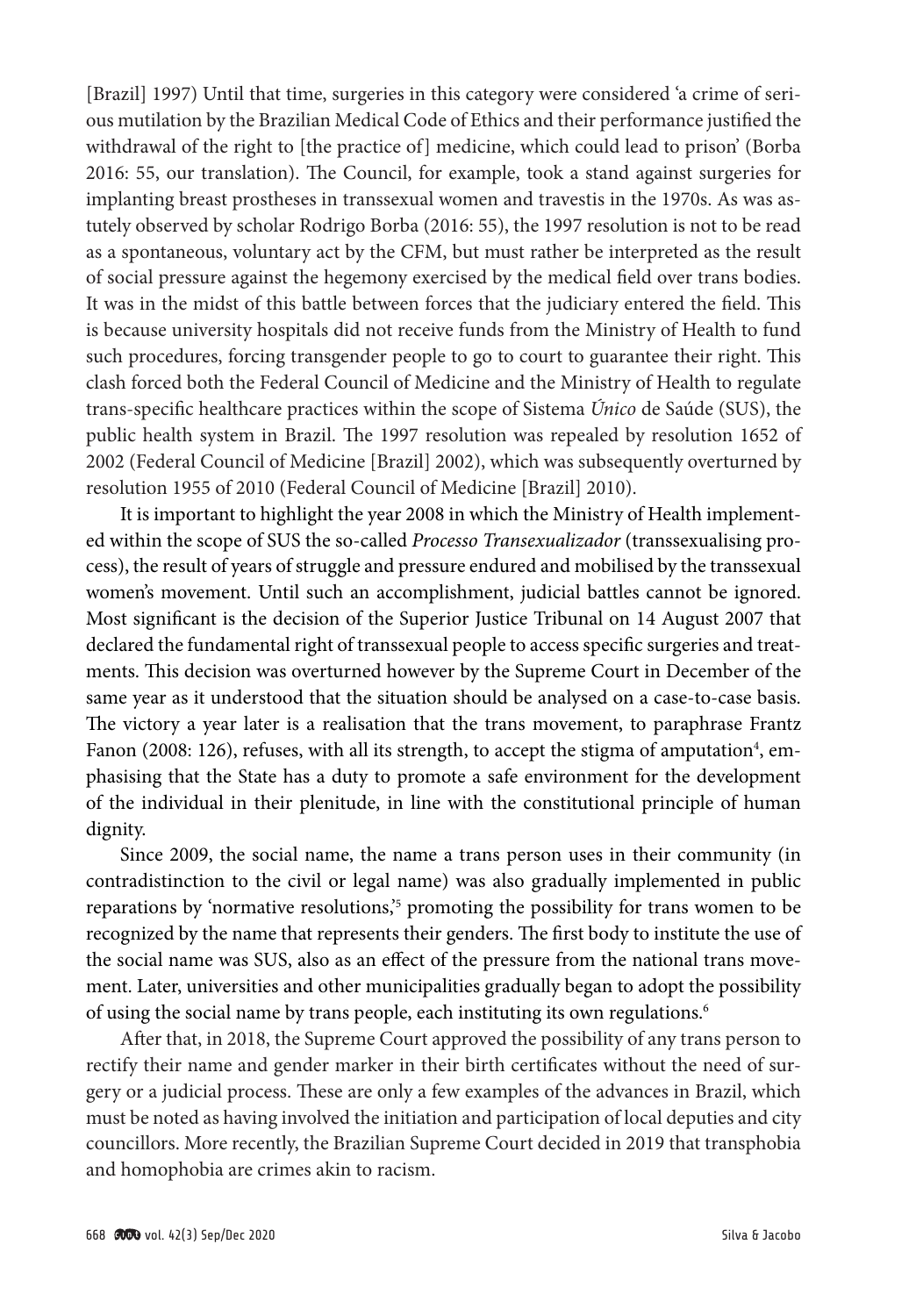[Brazil] 1997) Until that time, surgeries in this category were considered 'a crime of serious mutilation by the Brazilian Medical Code of Ethics and their performance justified the withdrawal of the right to [the practice of] medicine, which could lead to prison' (Borba 2016: 55, our translation). The Council, for example, took a stand against surgeries for implanting breast prostheses in transsexual women and travestis in the 1970s. As was astutely observed by scholar Rodrigo Borba (2016: 55), the 1997 resolution is not to be read as a spontaneous, voluntary act by the CFM, but must rather be interpreted as the result of social pressure against the hegemony exercised by the medical field over trans bodies. It was in the midst of this battle between forces that the judiciary entered the field. This is because university hospitals did not receive funds from the Ministry of Health to fund such procedures, forcing transgender people to go to court to guarantee their right. This clash forced both the Federal Council of Medicine and the Ministry of Health to regulate trans-specific healthcare practices within the scope of Sistema *Único* de Saúde (SUS), the public health system in Brazil. The 1997 resolution was repealed by resolution 1652 of 2002 (Federal Council of Medicine [Brazil] 2002), which was subsequently overturned by resolution 1955 of 2010 (Federal Council of Medicine [Brazil] 2010).

It is important to highlight the year 2008 in which the Ministry of Health implemented within the scope of SUS the so-called *Processo Transexualizador* (transsexualising process), the result of years of struggle and pressure endured and mobilised by the transsexual women's movement. Until such an accomplishment, judicial battles cannot be ignored. Most significant is the decision of the Superior Justice Tribunal on 14 August 2007 that declared the fundamental right of transsexual people to access specific surgeries and treatments. This decision was overturned however by the Supreme Court in December of the same year as it understood that the situation should be analysed on a case-to-case basis. The victory a year later is a realisation that the trans movement, to paraphrase Frantz Fanon (2008: 126), refuses, with all its strength, to accept the stigma of amputation[4], emphasising that the State has a duty to promote a safe environment for the development of the individual in their plenitude, in line with the constitutional principle of human dignity.

Since 2009, the social name, the name a trans person uses in their community (in contradistinction to the civil or legal name) was also gradually implemented in public reparations by 'normative resolutions,'[5] promoting the possibility for trans women to be recognized by the name that represents their genders. The first body to institute the use of the social name was SUS, also as an effect of the pressure from the national trans movement. Later, universities and other municipalities gradually began to adopt the possibility of using the social name by trans people, each instituting its own regulations.[6]

After that, in 2018, the Supreme Court approved the possibility of any trans person to rectify their name and gender marker in their birth certificates without the need of surgery or a judicial process. These are only a few examples of the advances in Brazil, which must be noted as having involved the initiation and participation of local deputies and city councillors. More recently, the Brazilian Supreme Court decided in 2019 that transphobia and homophobia are crimes akin to racism.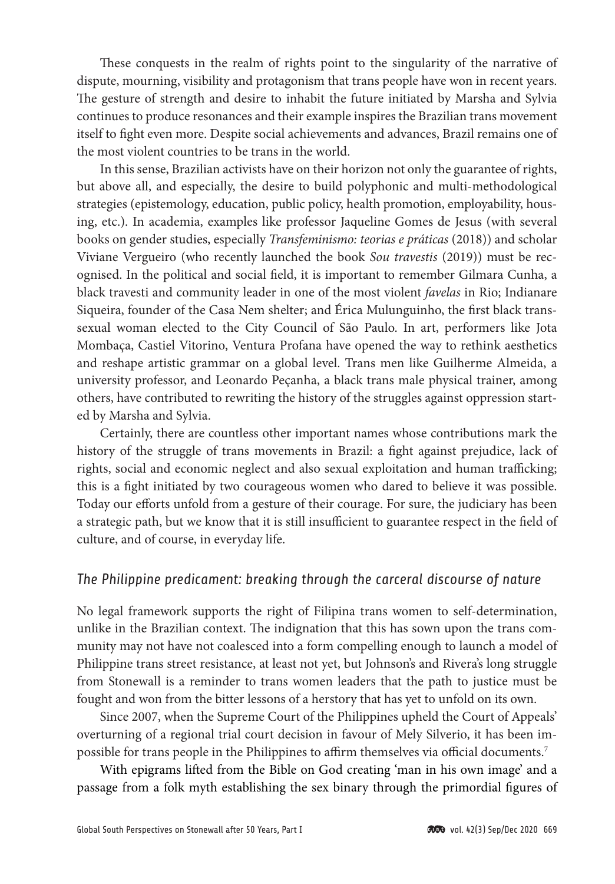These conquests in the realm of rights point to the singularity of the narrative of dispute, mourning, visibility and protagonism that trans people have won in recent years. The gesture of strength and desire to inhabit the future initiated by Marsha and Sylvia continues to produce resonances and their example inspires the Brazilian trans movement itself to fight even more. Despite social achievements and advances, Brazil remains one of the most violent countries to be trans in the world.

In this sense, Brazilian activists have on their horizon not only the guarantee of rights, but above all, and especially, the desire to build polyphonic and multi-methodological strategies (epistemology, education, public policy, health promotion, employability, housing, etc.). In academia, examples like professor Jaqueline Gomes de Jesus (with several books on gender studies, especially *Transfeminismo: teorias e práticas* (2018)) and scholar Viviane Vergueiro (who recently launched the book *Sou travestis* (2019)) must be recognised. In the political and social field, it is important to remember Gilmara Cunha, a black travesti and community leader in one of the most violent *favelas* in Rio; Indianare Siqueira, founder of the Casa Nem shelter; and Érica Mulunguinho, the first black transsexual woman elected to the City Council of São Paulo. In art, performers like Jota Mombaça, Castiel Vitorino, Ventura Profana have opened the way to rethink aesthetics and reshape artistic grammar on a global level. Trans men like Guilherme Almeida, a university professor, and Leonardo Peçanha, a black trans male physical trainer, among others, have contributed to rewriting the history of the struggles against oppression started by Marsha and Sylvia.

Certainly, there are countless other important names whose contributions mark the history of the struggle of trans movements in Brazil: a fight against prejudice, lack of rights, social and economic neglect and also sexual exploitation and human trafficking; this is a fight initiated by two courageous women who dared to believe it was possible. Today our efforts unfold from a gesture of their courage. For sure, the judiciary has been a strategic path, but we know that it is still insufficient to guarantee respect in the field of culture, and of course, in everyday life.

### *The Philippine predicament: breaking through the carceral discourse of nature*

No legal framework supports the right of Filipina trans women to self-determination, unlike in the Brazilian context. The indignation that this has sown upon the trans community may not have not coalesced into a form compelling enough to launch a model of Philippine trans street resistance, at least not yet, but Johnson's and Rivera's long struggle from Stonewall is a reminder to trans women leaders that the path to justice must be fought and won from the bitter lessons of a herstory that has yet to unfold on its own.

Since 2007, when the Supreme Court of the Philippines upheld the Court of Appeals' overturning of a regional trial court decision in favour of Mely Silverio, it has been impossible for trans people in the Philippines to affirm themselves via official documents.[7]

With epigrams lifted from the Bible on God creating 'man in his own image' and a passage from a folk myth establishing the sex binary through the primordial figures of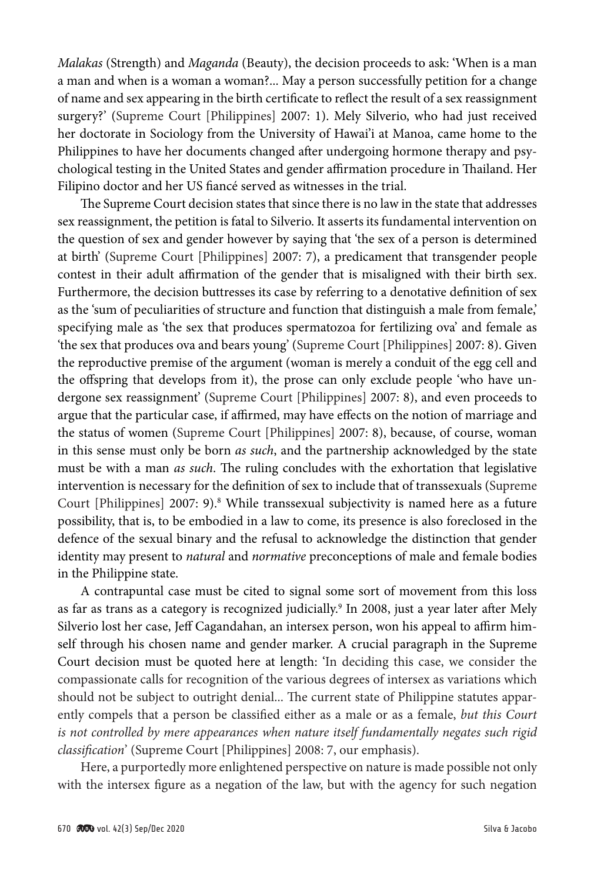*Malakas* (Strength) and *Maganda* (Beauty), the decision proceeds to ask: 'When is a man a man and when is a woman a woman?... May a person successfully petition for a change of name and sex appearing in the birth certificate to reflect the result of a sex reassignment surgery?' (Supreme Court [Philippines] 2007: 1). Mely Silverio, who had just received her doctorate in Sociology from the University of Hawai'i at Manoa, came home to the Philippines to have her documents changed after undergoing hormone therapy and psychological testing in the United States and gender affirmation procedure in Thailand. Her Filipino doctor and her US fiancé served as witnesses in the trial.

The Supreme Court decision states that since there is no law in the state that addresses sex reassignment, the petition is fatal to Silverio. It asserts its fundamental intervention on the question of sex and gender however by saying that 'the sex of a person is determined at birth' (Supreme Court [Philippines] 2007: 7), a predicament that transgender people contest in their adult affirmation of the gender that is misaligned with their birth sex. Furthermore, the decision buttresses its case by referring to a denotative definition of sex as the 'sum of peculiarities of structure and function that distinguish a male from female,' specifying male as 'the sex that produces spermatozoa for fertilizing ova' and female as 'the sex that produces ova and bears young' (Supreme Court [Philippines] 2007: 8). Given the reproductive premise of the argument (woman is merely a conduit of the egg cell and the offspring that develops from it), the prose can only exclude people 'who have undergone sex reassignment' (Supreme Court [Philippines] 2007: 8), and even proceeds to argue that the particular case, if affirmed, may have effects on the notion of marriage and the status of women (Supreme Court [Philippines] 2007: 8), because, of course, woman in this sense must only be born *as such*, and the partnership acknowledged by the state must be with a man *as such*. The ruling concludes with the exhortation that legislative intervention is necessary for the definition of sex to include that of transsexuals (Supreme Court [Philippines] 2007: 9).[8] While transsexual subjectivity is named here as a future possibility, that is, to be embodied in a law to come, its presence is also foreclosed in the defence of the sexual binary and the refusal to acknowledge the distinction that gender identity may present to *natural* and *normative* preconceptions of male and female bodies in the Philippine state.

A contrapuntal case must be cited to signal some sort of movement from this loss as far as trans as a category is recognized judicially.[9] In 2008, just a year later after Mely Silverio lost her case, Jeff Cagandahan, an intersex person, won his appeal to affirm himself through his chosen name and gender marker. A crucial paragraph in the Supreme Court decision must be quoted here at length: 'In deciding this case, we consider the compassionate calls for recognition of the various degrees of intersex as variations which should not be subject to outright denial... The current state of Philippine statutes apparently compels that a person be classified either as a male or as a female, *but this Court is not controlled by mere appearances when nature itself fundamentally negates such rigid classification*' (Supreme Court [Philippines] 2008: 7, our emphasis).

Here, a purportedly more enlightened perspective on nature is made possible not only with the intersex figure as a negation of the law, but with the agency for such negation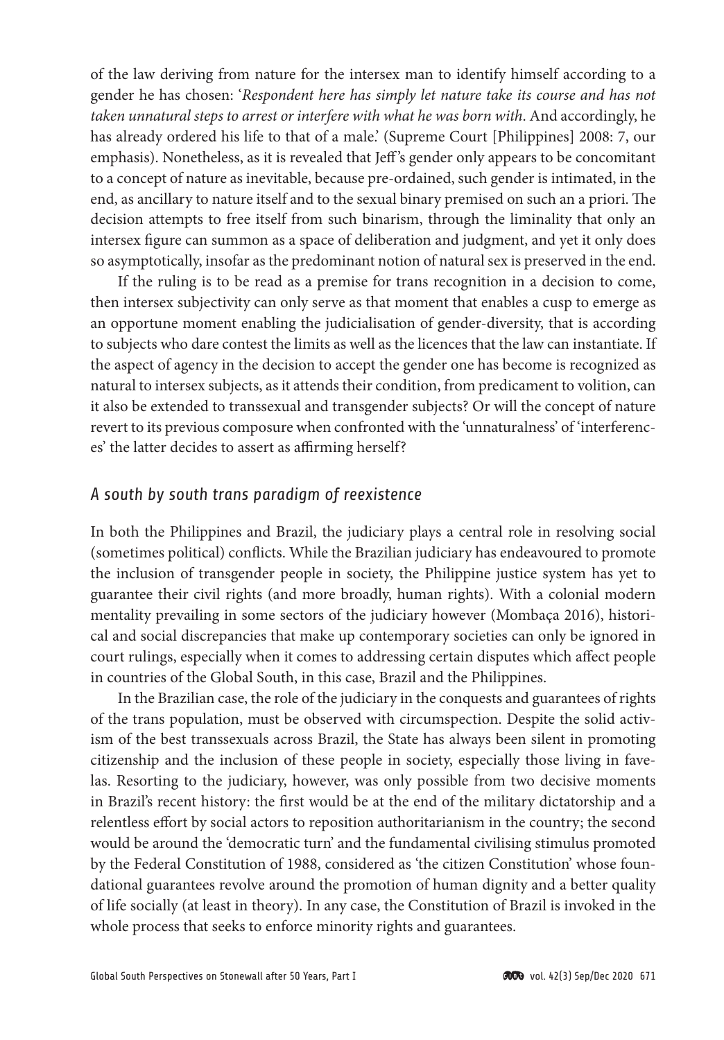of the law deriving from nature for the intersex man to identify himself according to a gender he has chosen: '*Respondent here has simply let nature take its course and has not taken unnatural steps to arrest or interfere with what he was born with*. And accordingly, he has already ordered his life to that of a male.' (Supreme Court [Philippines] 2008: 7, our emphasis). Nonetheless, as it is revealed that Jeff's gender only appears to be concomitant to a concept of nature as inevitable, because pre-ordained, such gender is intimated, in the end, as ancillary to nature itself and to the sexual binary premised on such an a priori. The decision attempts to free itself from such binarism, through the liminality that only an intersex figure can summon as a space of deliberation and judgment, and yet it only does so asymptotically, insofar as the predominant notion of natural sex is preserved in the end.

If the ruling is to be read as a premise for trans recognition in a decision to come, then intersex subjectivity can only serve as that moment that enables a cusp to emerge as an opportune moment enabling the judicialisation of gender-diversity, that is according to subjects who dare contest the limits as well as the licences that the law can instantiate. If the aspect of agency in the decision to accept the gender one has become is recognized as natural to intersex subjects, as it attends their condition, from predicament to volition, can it also be extended to transsexual and transgender subjects? Or will the concept of nature revert to its previous composure when confronted with the 'unnaturalness' of 'interferences' the latter decides to assert as affirming herself?

## *A south by south trans paradigm of reexistence*

In both the Philippines and Brazil, the judiciary plays a central role in resolving social (sometimes political) conflicts. While the Brazilian judiciary has endeavoured to promote the inclusion of transgender people in society, the Philippine justice system has yet to guarantee their civil rights (and more broadly, human rights). With a colonial modern mentality prevailing in some sectors of the judiciary however (Mombaça 2016), historical and social discrepancies that make up contemporary societies can only be ignored in court rulings, especially when it comes to addressing certain disputes which affect people in countries of the Global South, in this case, Brazil and the Philippines.

In the Brazilian case, the role of the judiciary in the conquests and guarantees of rights of the trans population, must be observed with circumspection. Despite the solid activism of the best transsexuals across Brazil, the State has always been silent in promoting citizenship and the inclusion of these people in society, especially those living in favelas. Resorting to the judiciary, however, was only possible from two decisive moments in Brazil's recent history: the first would be at the end of the military dictatorship and a relentless effort by social actors to reposition authoritarianism in the country; the second would be around the 'democratic turn' and the fundamental civilising stimulus promoted by the Federal Constitution of 1988, considered as 'the citizen Constitution' whose foundational guarantees revolve around the promotion of human dignity and a better quality of life socially (at least in theory). In any case, the Constitution of Brazil is invoked in the whole process that seeks to enforce minority rights and guarantees.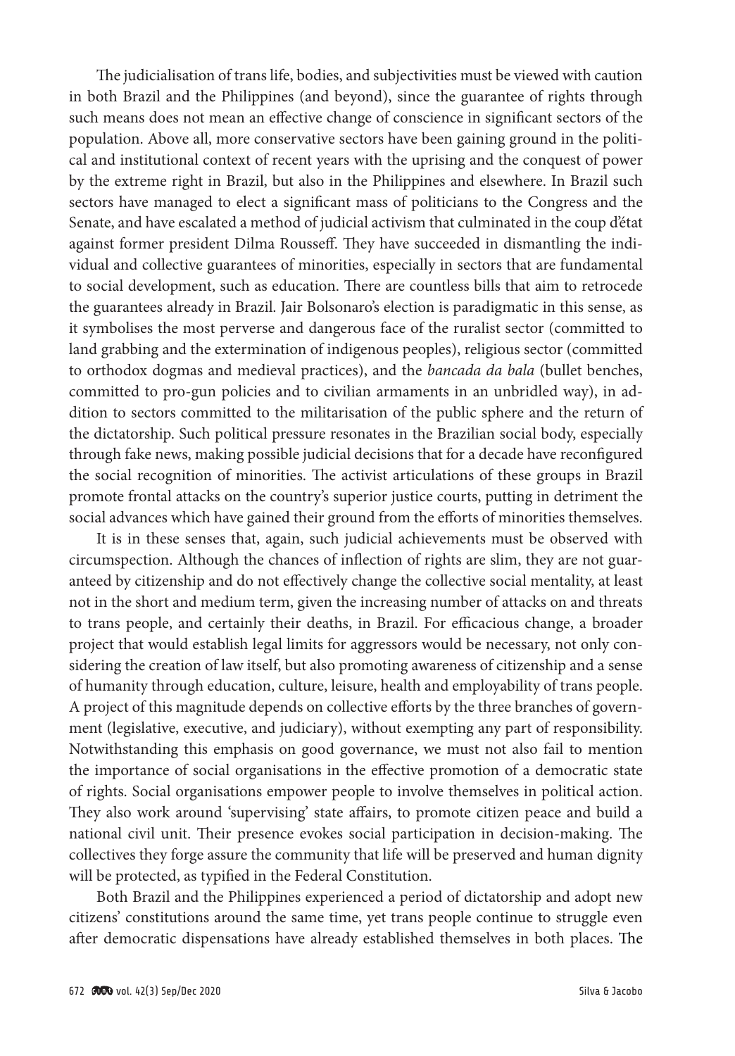The judicialisation of trans life, bodies, and subjectivities must be viewed with caution in both Brazil and the Philippines (and beyond), since the guarantee of rights through such means does not mean an effective change of conscience in significant sectors of the population. Above all, more conservative sectors have been gaining ground in the political and institutional context of recent years with the uprising and the conquest of power by the extreme right in Brazil, but also in the Philippines and elsewhere. In Brazil such sectors have managed to elect a significant mass of politicians to the Congress and the Senate, and have escalated a method of judicial activism that culminated in the coup d'état against former president Dilma Rousseff. They have succeeded in dismantling the individual and collective guarantees of minorities, especially in sectors that are fundamental to social development, such as education. There are countless bills that aim to retrocede the guarantees already in Brazil. Jair Bolsonaro's election is paradigmatic in this sense, as it symbolises the most perverse and dangerous face of the ruralist sector (committed to land grabbing and the extermination of indigenous peoples), religious sector (committed to orthodox dogmas and medieval practices), and the *bancada da bala* (bullet benches, committed to pro-gun policies and to civilian armaments in an unbridled way), in addition to sectors committed to the militarisation of the public sphere and the return of the dictatorship. Such political pressure resonates in the Brazilian social body, especially through fake news, making possible judicial decisions that for a decade have reconfigured the social recognition of minorities. The activist articulations of these groups in Brazil promote frontal attacks on the country's superior justice courts, putting in detriment the social advances which have gained their ground from the efforts of minorities themselves.

It is in these senses that, again, such judicial achievements must be observed with circumspection. Although the chances of inflection of rights are slim, they are not guaranteed by citizenship and do not effectively change the collective social mentality, at least not in the short and medium term, given the increasing number of attacks on and threats to trans people, and certainly their deaths, in Brazil. For efficacious change, a broader project that would establish legal limits for aggressors would be necessary, not only considering the creation of law itself, but also promoting awareness of citizenship and a sense of humanity through education, culture, leisure, health and employability of trans people. A project of this magnitude depends on collective efforts by the three branches of government (legislative, executive, and judiciary), without exempting any part of responsibility. Notwithstanding this emphasis on good governance, we must not also fail to mention the importance of social organisations in the effective promotion of a democratic state of rights. Social organisations empower people to involve themselves in political action. They also work around 'supervising' state affairs, to promote citizen peace and build a national civil unit. Their presence evokes social participation in decision-making. The collectives they forge assure the community that life will be preserved and human dignity will be protected, as typified in the Federal Constitution.

Both Brazil and the Philippines experienced a period of dictatorship and adopt new citizens' constitutions around the same time, yet trans people continue to struggle even after democratic dispensations have already established themselves in both places. The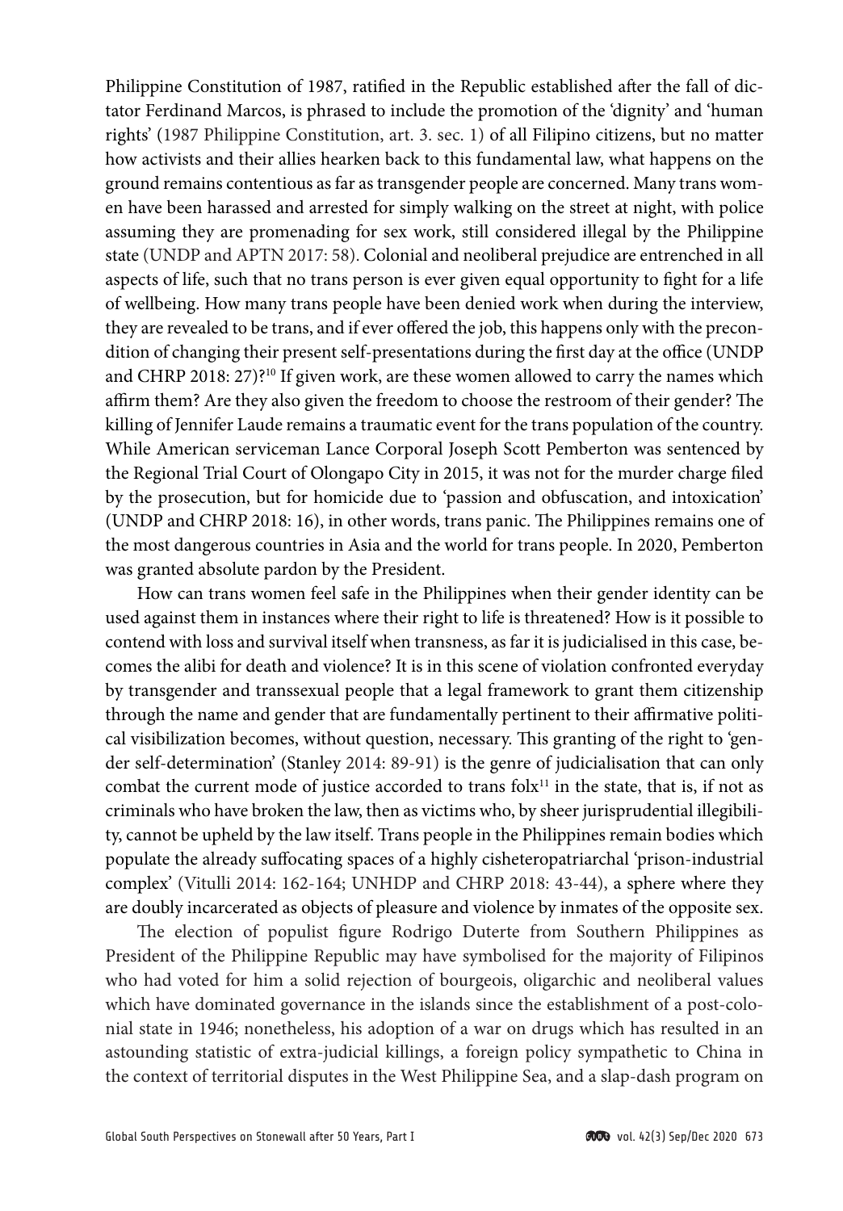Philippine Constitution of 1987, ratified in the Republic established after the fall of dictator Ferdinand Marcos, is phrased to include the promotion of the 'dignity' and 'human rights' (1987 Philippine Constitution, art. 3. sec. 1) of all Filipino citizens, but no matter how activists and their allies hearken back to this fundamental law, what happens on the ground remains contentious as far as transgender people are concerned. Many trans women have been harassed and arrested for simply walking on the street at night, with police assuming they are promenading for sex work, still considered illegal by the Philippine state (UNDP and APTN 2017: 58). Colonial and neoliberal prejudice are entrenched in all aspects of life, such that no trans person is ever given equal opportunity to fight for a life of wellbeing. How many trans people have been denied work when during the interview, they are revealed to be trans, and if ever offered the job, this happens only with the precondition of changing their present self-presentations during the first day at the office (UNDP and CHRP 2018: 27)?[10] If given work, are these women allowed to carry the names which affirm them? Are they also given the freedom to choose the restroom of their gender? The killing of Jennifer Laude remains a traumatic event for the trans population of the country. While American serviceman Lance Corporal Joseph Scott Pemberton was sentenced by the Regional Trial Court of Olongapo City in 2015, it was not for the murder charge filed by the prosecution, but for homicide due to 'passion and obfuscation, and intoxication' (UNDP and CHRP 2018: 16), in other words, trans panic. The Philippines remains one of the most dangerous countries in Asia and the world for trans people. In 2020, Pemberton was granted absolute pardon by the President.

How can trans women feel safe in the Philippines when their gender identity can be used against them in instances where their right to life is threatened? How is it possible to contend with loss and survival itself when transness, as far it is judicialised in this case, becomes the alibi for death and violence? It is in this scene of violation confronted everyday by transgender and transsexual people that a legal framework to grant them citizenship through the name and gender that are fundamentally pertinent to their affirmative political visibilization becomes, without question, necessary. This granting of the right to 'gender self-determination' (Stanley 2014: 89-91) is the genre of judicialisation that can only combat the current mode of justice accorded to trans folx[11] in the state, that is, if not as criminals who have broken the law, then as victims who, by sheer jurisprudential illegibility, cannot be upheld by the law itself. Trans people in the Philippines remain bodies which populate the already suffocating spaces of a highly cisheteropatriarchal 'prison-industrial complex' (Vitulli 2014: 162-164; UNHDP and CHRP 2018: 43-44), a sphere where they are doubly incarcerated as objects of pleasure and violence by inmates of the opposite sex.

The election of populist figure Rodrigo Duterte from Southern Philippines as President of the Philippine Republic may have symbolised for the majority of Filipinos who had voted for him a solid rejection of bourgeois, oligarchic and neoliberal values which have dominated governance in the islands since the establishment of a post-colonial state in 1946; nonetheless, his adoption of a war on drugs which has resulted in an astounding statistic of extra-judicial killings, a foreign policy sympathetic to China in the context of territorial disputes in the West Philippine Sea, and a slap-dash program on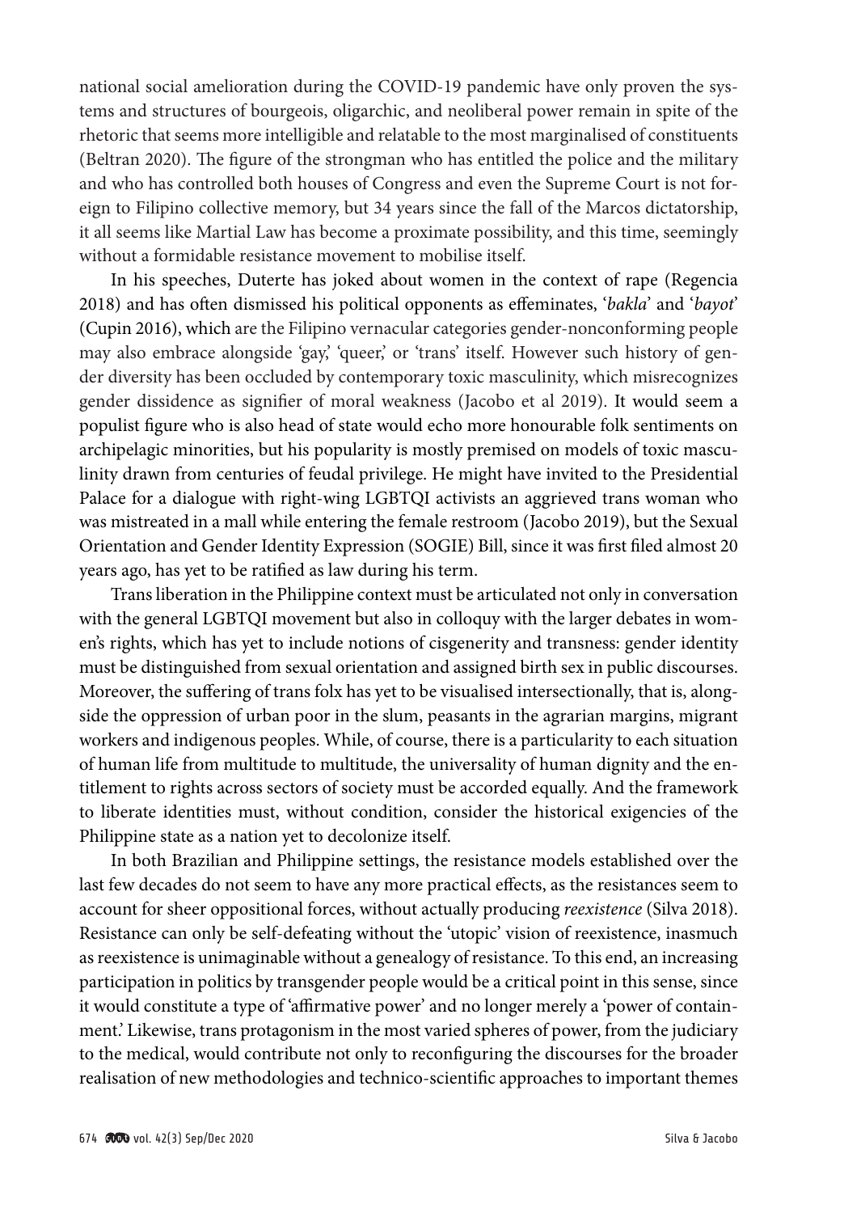national social amelioration during the COVID-19 pandemic have only proven the systems and structures of bourgeois, oligarchic, and neoliberal power remain in spite of the rhetoric that seems more intelligible and relatable to the most marginalised of constituents (Beltran 2020). The figure of the strongman who has entitled the police and the military and who has controlled both houses of Congress and even the Supreme Court is not foreign to Filipino collective memory, but 34 years since the fall of the Marcos dictatorship, it all seems like Martial Law has become a proximate possibility, and this time, seemingly without a formidable resistance movement to mobilise itself.

In his speeches, Duterte has joked about women in the context of rape (Regencia 2018) and has often dismissed his political opponents as effeminates, '*bakla*' and '*bayot*' (Cupin 2016), which are the Filipino vernacular categories gender-nonconforming people may also embrace alongside 'gay,' 'queer,' or 'trans' itself. However such history of gender diversity has been occluded by contemporary toxic masculinity, which misrecognizes gender dissidence as signifier of moral weakness (Jacobo et al 2019). It would seem a populist figure who is also head of state would echo more honourable folk sentiments on archipelagic minorities, but his popularity is mostly premised on models of toxic masculinity drawn from centuries of feudal privilege. He might have invited to the Presidential Palace for a dialogue with right-wing LGBTQI activists an aggrieved trans woman who was mistreated in a mall while entering the female restroom (Jacobo 2019), but the Sexual Orientation and Gender Identity Expression (SOGIE) Bill, since it was first filed almost 20 years ago, has yet to be ratified as law during his term.

Trans liberation in the Philippine context must be articulated not only in conversation with the general LGBTQI movement but also in colloquy with the larger debates in women's rights, which has yet to include notions of cisgenerity and transness: gender identity must be distinguished from sexual orientation and assigned birth sex in public discourses. Moreover, the suffering of trans folx has yet to be visualised intersectionally, that is, alongside the oppression of urban poor in the slum, peasants in the agrarian margins, migrant workers and indigenous peoples. While, of course, there is a particularity to each situation of human life from multitude to multitude, the universality of human dignity and the entitlement to rights across sectors of society must be accorded equally. And the framework to liberate identities must, without condition, consider the historical exigencies of the Philippine state as a nation yet to decolonize itself.

In both Brazilian and Philippine settings, the resistance models established over the last few decades do not seem to have any more practical effects, as the resistances seem to account for sheer oppositional forces, without actually producing *reexistence* (Silva 2018). Resistance can only be self-defeating without the 'utopic' vision of reexistence, inasmuch as reexistence is unimaginable without a genealogy of resistance. To this end, an increasing participation in politics by transgender people would be a critical point in this sense, since it would constitute a type of 'affirmative power' and no longer merely a 'power of containment.' Likewise, trans protagonism in the most varied spheres of power, from the judiciary to the medical, would contribute not only to reconfiguring the discourses for the broader realisation of new methodologies and technico-scientific approaches to important themes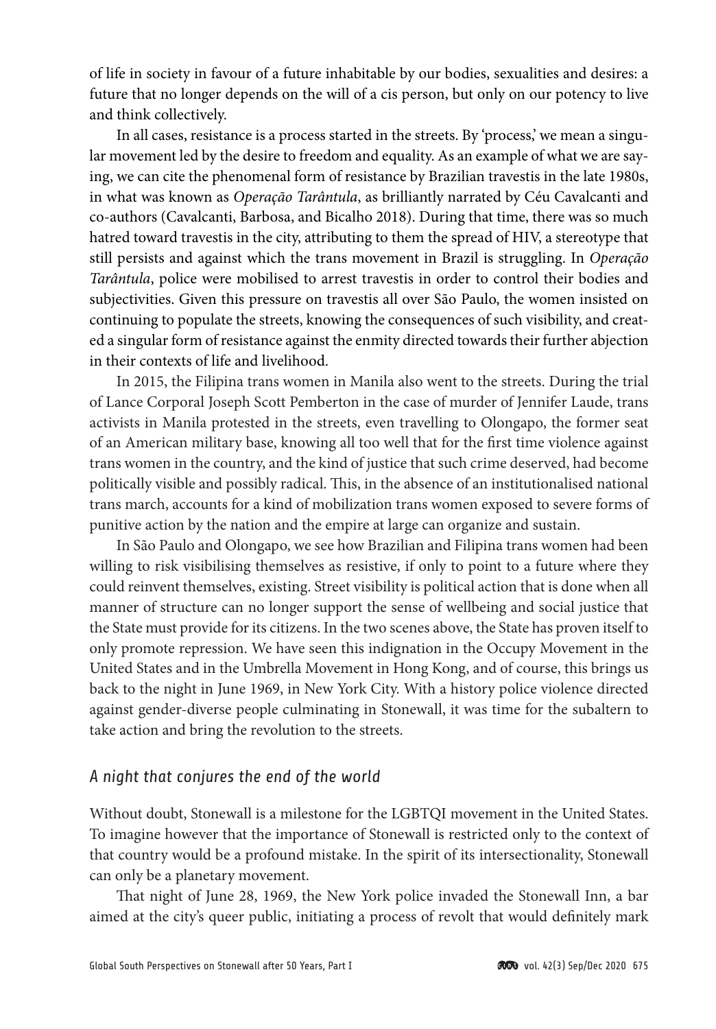of life in society in favour of a future inhabitable by our bodies, sexualities and desires: a future that no longer depends on the will of a cis person, but only on our potency to live and think collectively.

In all cases, resistance is a process started in the streets. By 'process,' we mean a singular movement led by the desire to freedom and equality. As an example of what we are saying, we can cite the phenomenal form of resistance by Brazilian travestis in the late 1980s, in what was known as *Operação Tarântula*, as brilliantly narrated by Céu Cavalcanti and co-authors (Cavalcanti, Barbosa, and Bicalho 2018). During that time, there was so much hatred toward travestis in the city, attributing to them the spread of HIV, a stereotype that still persists and against which the trans movement in Brazil is struggling. In *Operação Tarântula*, police were mobilised to arrest travestis in order to control their bodies and subjectivities. Given this pressure on travestis all over São Paulo, the women insisted on continuing to populate the streets, knowing the consequences of such visibility, and created a singular form of resistance against the enmity directed towards their further abjection in their contexts of life and livelihood.

In 2015, the Filipina trans women in Manila also went to the streets. During the trial of Lance Corporal Joseph Scott Pemberton in the case of murder of Jennifer Laude, trans activists in Manila protested in the streets, even travelling to Olongapo, the former seat of an American military base, knowing all too well that for the first time violence against trans women in the country, and the kind of justice that such crime deserved, had become politically visible and possibly radical. This, in the absence of an institutionalised national trans march, accounts for a kind of mobilization trans women exposed to severe forms of punitive action by the nation and the empire at large can organize and sustain.

In São Paulo and Olongapo, we see how Brazilian and Filipina trans women had been willing to risk visibilising themselves as resistive, if only to point to a future where they could reinvent themselves, existing. Street visibility is political action that is done when all manner of structure can no longer support the sense of wellbeing and social justice that the State must provide for its citizens. In the two scenes above, the State has proven itself to only promote repression. We have seen this indignation in the Occupy Movement in the United States and in the Umbrella Movement in Hong Kong, and of course, this brings us back to the night in June 1969, in New York City. With a history police violence directed against gender-diverse people culminating in Stonewall, it was time for the subaltern to take action and bring the revolution to the streets.

## *A night that conjures the end of the world*

Without doubt, Stonewall is a milestone for the LGBTQI movement in the United States. To imagine however that the importance of Stonewall is restricted only to the context of that country would be a profound mistake. In the spirit of its intersectionality, Stonewall can only be a planetary movement.

That night of June 28, 1969, the New York police invaded the Stonewall Inn, a bar aimed at the city's queer public, initiating a process of revolt that would definitely mark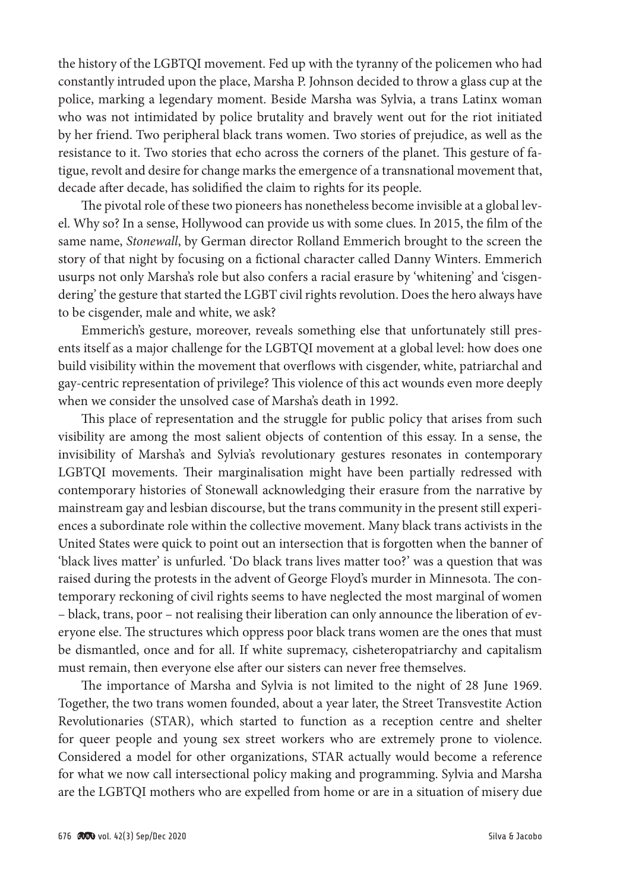the history of the LGBTQI movement. Fed up with the tyranny of the policemen who had constantly intruded upon the place, Marsha P. Johnson decided to throw a glass cup at the police, marking a legendary moment. Beside Marsha was Sylvia, a trans Latinx woman who was not intimidated by police brutality and bravely went out for the riot initiated by her friend. Two peripheral black trans women. Two stories of prejudice, as well as the resistance to it. Two stories that echo across the corners of the planet. This gesture of fatigue, revolt and desire for change marks the emergence of a transnational movement that, decade after decade, has solidified the claim to rights for its people.

The pivotal role of these two pioneers has nonetheless become invisible at a global level. Why so? In a sense, Hollywood can provide us with some clues. In 2015, the film of the same name, *Stonewall*, by German director Rolland Emmerich brought to the screen the story of that night by focusing on a fictional character called Danny Winters. Emmerich usurps not only Marsha's role but also confers a racial erasure by 'whitening' and 'cisgendering' the gesture that started the LGBT civil rights revolution. Does the hero always have to be cisgender, male and white, we ask?

Emmerich's gesture, moreover, reveals something else that unfortunately still presents itself as a major challenge for the LGBTQI movement at a global level: how does one build visibility within the movement that overflows with cisgender, white, patriarchal and gay-centric representation of privilege? This violence of this act wounds even more deeply when we consider the unsolved case of Marsha's death in 1992.

This place of representation and the struggle for public policy that arises from such visibility are among the most salient objects of contention of this essay. In a sense, the invisibility of Marsha's and Sylvia's revolutionary gestures resonates in contemporary LGBTQI movements. Their marginalisation might have been partially redressed with contemporary histories of Stonewall acknowledging their erasure from the narrative by mainstream gay and lesbian discourse, but the trans community in the present still experiences a subordinate role within the collective movement. Many black trans activists in the United States were quick to point out an intersection that is forgotten when the banner of 'black lives matter' is unfurled. 'Do black trans lives matter too?' was a question that was raised during the protests in the advent of George Floyd's murder in Minnesota. The contemporary reckoning of civil rights seems to have neglected the most marginal of women – black, trans, poor – not realising their liberation can only announce the liberation of everyone else. The structures which oppress poor black trans women are the ones that must be dismantled, once and for all. If white supremacy, cisheteropatriarchy and capitalism must remain, then everyone else after our sisters can never free themselves.

The importance of Marsha and Sylvia is not limited to the night of 28 June 1969. Together, the two trans women founded, about a year later, the Street Transvestite Action Revolutionaries (STAR), which started to function as a reception centre and shelter for queer people and young sex street workers who are extremely prone to violence. Considered a model for other organizations, STAR actually would become a reference for what we now call intersectional policy making and programming. Sylvia and Marsha are the LGBTQI mothers who are expelled from home or are in a situation of misery due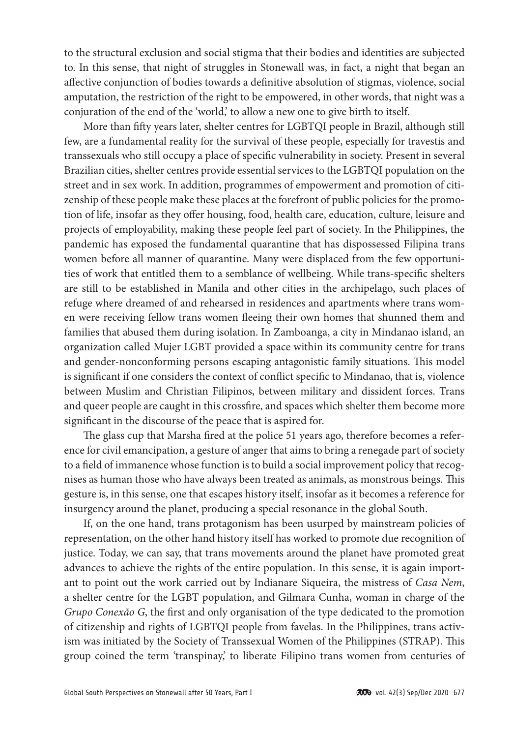to the structural exclusion and social stigma that their bodies and identities are subjected to. In this sense, that night of struggles in Stonewall was, in fact, a night that began an affective conjunction of bodies towards a definitive absolution of stigmas, violence, social amputation, the restriction of the right to be empowered, in other words, that night was a conjuration of the end of the 'world,' to allow a new one to give birth to itself.

More than fifty years later, shelter centres for LGBTQI people in Brazil, although still few, are a fundamental reality for the survival of these people, especially for travestis and transsexuals who still occupy a place of specific vulnerability in society. Present in several Brazilian cities, shelter centres provide essential services to the LGBTQI population on the street and in sex work. In addition, programmes of empowerment and promotion of citizenship of these people make these places at the forefront of public policies for the promotion of life, insofar as they offer housing, food, health care, education, culture, leisure and projects of employability, making these people feel part of society. In the Philippines, the pandemic has exposed the fundamental quarantine that has dispossessed Filipina trans women before all manner of quarantine. Many were displaced from the few opportunities of work that entitled them to a semblance of wellbeing. While trans-specific shelters are still to be established in Manila and other cities in the archipelago, such places of refuge where dreamed of and rehearsed in residences and apartments where trans women were receiving fellow trans women fleeing their own homes that shunned them and families that abused them during isolation. In Zamboanga, a city in Mindanao island, an organization called Mujer LGBT provided a space within its community centre for trans and gender-nonconforming persons escaping antagonistic family situations. This model is significant if one considers the context of conflict specific to Mindanao, that is, violence between Muslim and Christian Filipinos, between military and dissident forces. Trans and queer people are caught in this crossfire, and spaces which shelter them become more significant in the discourse of the peace that is aspired for.

The glass cup that Marsha fired at the police 51 years ago, therefore becomes a reference for civil emancipation, a gesture of anger that aims to bring a renegade part of society to a field of immanence whose function is to build a social improvement policy that recognises as human those who have always been treated as animals, as monstrous beings. This gesture is, in this sense, one that escapes history itself, insofar as it becomes a reference for insurgency around the planet, producing a special resonance in the global South.

If, on the one hand, trans protagonism has been usurped by mainstream policies of representation, on the other hand history itself has worked to promote due recognition of justice. Today, we can say, that trans movements around the planet have promoted great advances to achieve the rights of the entire population. In this sense, it is again important to point out the work carried out by Indianare Siqueira, the mistress of *Casa Nem*, a shelter centre for the LGBT population, and Gilmara Cunha, woman in charge of the *Grupo Conexão G*, the first and only organisation of the type dedicated to the promotion of citizenship and rights of LGBTQI people from favelas. In the Philippines, trans activism was initiated by the Society of Transsexual Women of the Philippines (STRAP). This group coined the term 'transpinay,' to liberate Filipino trans women from centuries of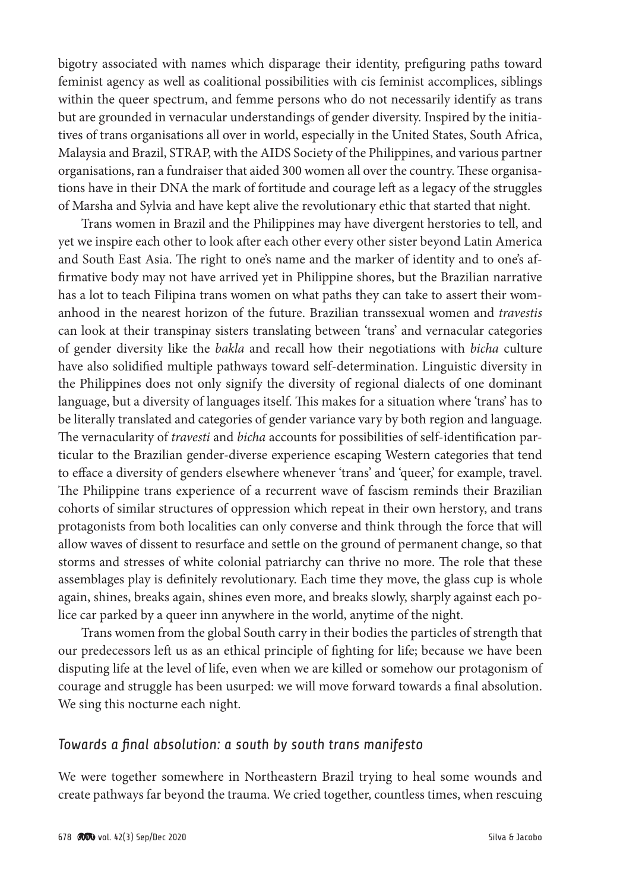bigotry associated with names which disparage their identity, prefiguring paths toward feminist agency as well as coalitional possibilities with cis feminist accomplices, siblings within the queer spectrum, and femme persons who do not necessarily identify as trans but are grounded in vernacular understandings of gender diversity. Inspired by the initiatives of trans organisations all over in world, especially in the United States, South Africa, Malaysia and Brazil, STRAP, with the AIDS Society of the Philippines, and various partner organisations, ran a fundraiser that aided 300 women all over the country. These organisations have in their DNA the mark of fortitude and courage left as a legacy of the struggles of Marsha and Sylvia and have kept alive the revolutionary ethic that started that night.

Trans women in Brazil and the Philippines may have divergent herstories to tell, and yet we inspire each other to look after each other every other sister beyond Latin America and South East Asia. The right to one's name and the marker of identity and to one's affirmative body may not have arrived yet in Philippine shores, but the Brazilian narrative has a lot to teach Filipina trans women on what paths they can take to assert their womanhood in the nearest horizon of the future. Brazilian transsexual women and *travestis* can look at their transpinay sisters translating between 'trans' and vernacular categories of gender diversity like the *bakla* and recall how their negotiations with *bicha* culture have also solidified multiple pathways toward self-determination. Linguistic diversity in the Philippines does not only signify the diversity of regional dialects of one dominant language, but a diversity of languages itself. This makes for a situation where 'trans' has to be literally translated and categories of gender variance vary by both region and language. The vernacularity of *travesti* and *bicha* accounts for possibilities of self-identification particular to the Brazilian gender-diverse experience escaping Western categories that tend to efface a diversity of genders elsewhere whenever 'trans' and 'queer,' for example, travel. The Philippine trans experience of a recurrent wave of fascism reminds their Brazilian cohorts of similar structures of oppression which repeat in their own herstory, and trans protagonists from both localities can only converse and think through the force that will allow waves of dissent to resurface and settle on the ground of permanent change, so that storms and stresses of white colonial patriarchy can thrive no more. The role that these assemblages play is definitely revolutionary. Each time they move, the glass cup is whole again, shines, breaks again, shines even more, and breaks slowly, sharply against each police car parked by a queer inn anywhere in the world, anytime of the night.

Trans women from the global South carry in their bodies the particles of strength that our predecessors left us as an ethical principle of fighting for life; because we have been disputing life at the level of life, even when we are killed or somehow our protagonism of courage and struggle has been usurped: we will move forward towards a final absolution. We sing this nocturne each night.

## *Towards a final absolution: a south by south trans manifesto*

We were together somewhere in Northeastern Brazil trying to heal some wounds and create pathways far beyond the trauma. We cried together, countless times, when rescuing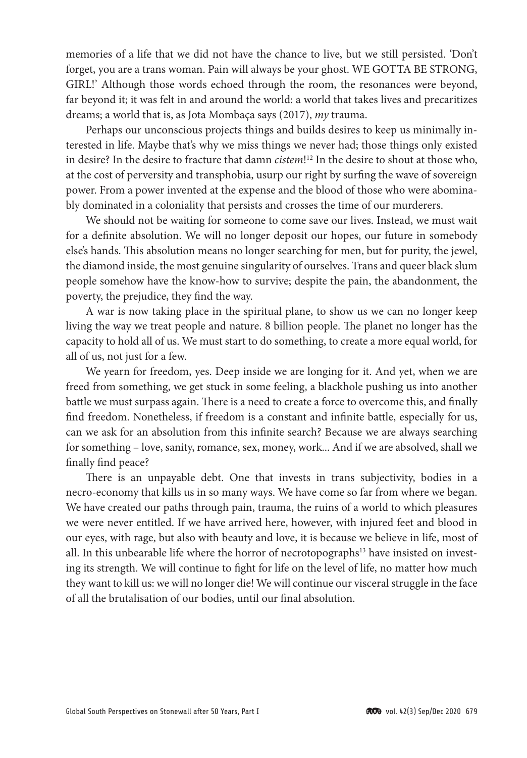memories of a life that we did not have the chance to live, but we still persisted. 'Don't forget, you are a trans woman. Pain will always be your ghost. WE GOTTA BE STRONG, GIRL!' Although those words echoed through the room, the resonances were beyond, far beyond it; it was felt in and around the world: a world that takes lives and precaritizes dreams; a world that is, as Jota Mombaça says (2017), *my* trauma.

Perhaps our unconscious projects things and builds desires to keep us minimally interested in life. Maybe that's why we miss things we never had; those things only existed in desire? In the desire to fracture that damn *cistem*![12] In the desire to shout at those who, at the cost of perversity and transphobia, usurp our right by surfing the wave of sovereign power. From a power invented at the expense and the blood of those who were abominably dominated in a coloniality that persists and crosses the time of our murderers.

We should not be waiting for someone to come save our lives. Instead, we must wait for a definite absolution. We will no longer deposit our hopes, our future in somebody else's hands. This absolution means no longer searching for men, but for purity, the jewel, the diamond inside, the most genuine singularity of ourselves. Trans and queer black slum people somehow have the know-how to survive; despite the pain, the abandonment, the poverty, the prejudice, they find the way.

A war is now taking place in the spiritual plane, to show us we can no longer keep living the way we treat people and nature. 8 billion people. The planet no longer has the capacity to hold all of us. We must start to do something, to create a more equal world, for all of us, not just for a few.

We yearn for freedom, yes. Deep inside we are longing for it. And yet, when we are freed from something, we get stuck in some feeling, a blackhole pushing us into another battle we must surpass again. There is a need to create a force to overcome this, and finally find freedom. Nonetheless, if freedom is a constant and infinite battle, especially for us, can we ask for an absolution from this infinite search? Because we are always searching for something – love, sanity, romance, sex, money, work... And if we are absolved, shall we finally find peace?

There is an unpayable debt. One that invests in trans subjectivity, bodies in a necro-economy that kills us in so many ways. We have come so far from where we began. We have created our paths through pain, trauma, the ruins of a world to which pleasures we were never entitled. If we have arrived here, however, with injured feet and blood in our eyes, with rage, but also with beauty and love, it is because we believe in life, most of all. In this unbearable life where the horror of necrotopographs[13] have insisted on investing its strength. We will continue to fight for life on the level of life, no matter how much they want to kill us: we will no longer die! We will continue our visceral struggle in the face of all the brutalisation of our bodies, until our final absolution.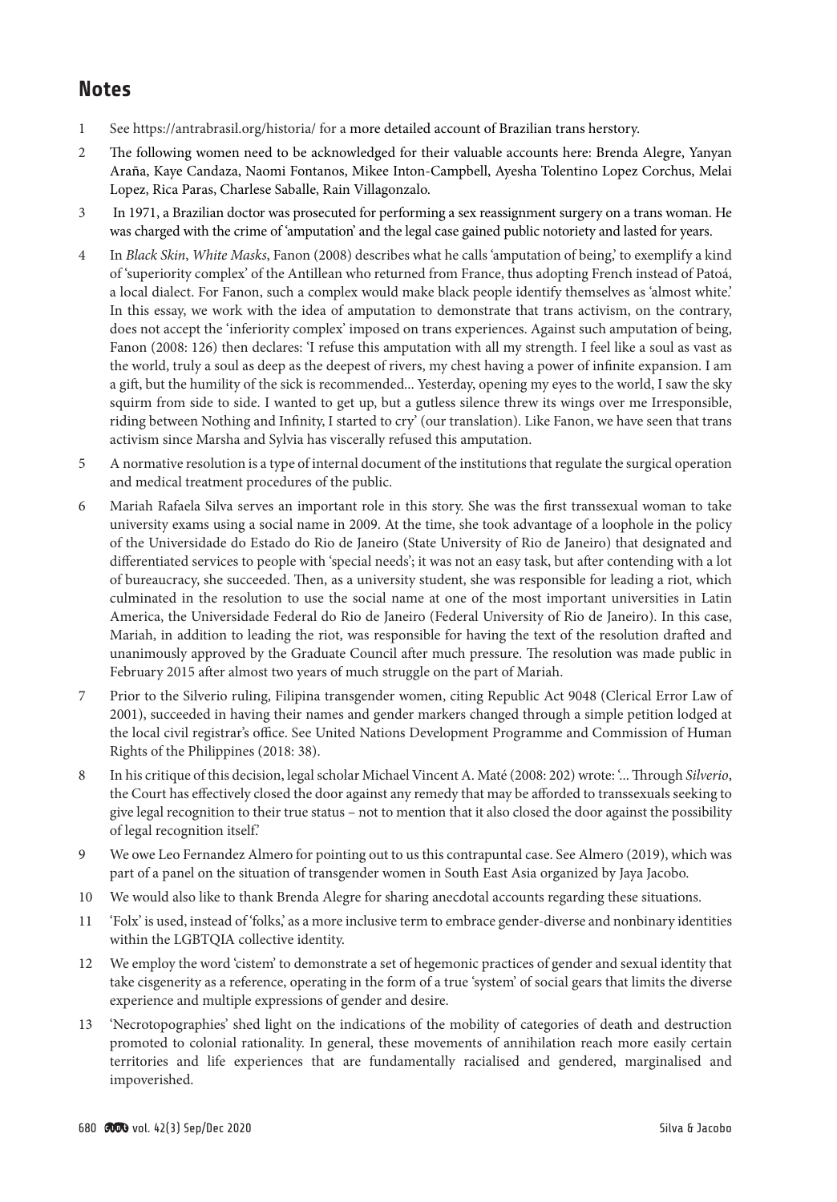## Notes

1 See https://antrabrasil.org/historia/ for a more detailed account of Brazilian trans herstory.

2 The following women need to be acknowledged for their valuable accounts here: Brenda Alegre, Yanyan Araña, Kaye Candaza, Naomi Fontanos, Mikee Inton-Campbell, Ayesha Tolentino Lopez Corchus, Melai Lopez, Rica Paras, Charlese Saballe, Rain Villagonzalo.

3 In 1971, a Brazilian doctor was prosecuted for performing a sex reassignment surgery on a trans woman. He was charged with the crime of 'amputation' and the legal case gained public notoriety and lasted for years.

4 In *Black Skin, White Masks*, Fanon (2008) describes what he calls 'amputation of being,' to exemplify a kind of 'superiority complex' of the Antillean who returned from France, thus adopting French instead of Patoá, a local dialect. For Fanon, such a complex would make black people identify themselves as 'almost white.' In this essay, we work with the idea of amputation to demonstrate that trans activism, on the contrary, does not accept the 'inferiority complex' imposed on trans experiences. Against such amputation of being, Fanon (2008: 126) then declares: 'I refuse this amputation with all my strength. I feel like a soul as vast as the world, truly a soul as deep as the deepest of rivers, my chest having a power of infinite expansion. I am a gift, but the humility of the sick is recommended... Yesterday, opening my eyes to the world, I saw the sky squirm from side to side. I wanted to get up, but a gutless silence threw its wings over me Irresponsible, riding between Nothing and Infinity, I started to cry' (our translation). Like Fanon, we have seen that trans activism since Marsha and Sylvia has viscerally refused this amputation.

5 A normative resolution is a type of internal document of the institutions that regulate the surgical operation and medical treatment procedures of the public.

6 Mariah Rafaela Silva serves an important role in this story. She was the first transsexual woman to take university exams using a social name in 2009. At the time, she took advantage of a loophole in the policy of the Universidade do Estado do Rio de Janeiro (State University of Rio de Janeiro) that designated and differentiated services to people with 'special needs'; it was not an easy task, but after contending with a lot of bureaucracy, she succeeded. Then, as a university student, she was responsible for leading a riot, which culminated in the resolution to use the social name at one of the most important universities in Latin America, the Universidade Federal do Rio de Janeiro (Federal University of Rio de Janeiro). In this case, Mariah, in addition to leading the riot, was responsible for having the text of the resolution drafted and unanimously approved by the Graduate Council after much pressure. The resolution was made public in February 2015 after almost two years of much struggle on the part of Mariah.

7 Prior to the Silverio ruling, Filipina transgender women, citing Republic Act 9048 (Clerical Error Law of 2001), succeeded in having their names and gender markers changed through a simple petition lodged at the local civil registrar's office. See United Nations Development Programme and Commission of Human Rights of the Philippines (2018: 38).

8 In his critique of this decision, legal scholar Michael Vincent A. Maté (2008: 202) wrote: '... Through *Silverio*, the Court has effectively closed the door against any remedy that may be afforded to transsexuals seeking to give legal recognition to their true status – not to mention that it also closed the door against the possibility of legal recognition itself.'

9 We owe Leo Fernandez Almero for pointing out to us this contrapuntal case. See Almero (2019), which was part of a panel on the situation of transgender women in South East Asia organized by Jaya Jacobo.

10 We would also like to thank Brenda Alegre for sharing anecdotal accounts regarding these situations.

11 'Folx' is used, instead of 'folks,' as a more inclusive term to embrace gender-diverse and nonbinary identities within the LGBTQIA collective identity.

12 We employ the word 'cistem' to demonstrate a set of hegemonic practices of gender and sexual identity that take cisgenerity as a reference, operating in the form of a true 'system' of social gears that limits the diverse experience and multiple expressions of gender and desire.

13 'Necrotopographies' shed light on the indications of the mobility of categories of death and destruction promoted to colonial rationality. In general, these movements of annihilation reach more easily certain territories and life experiences that are fundamentally racialised and gendered, marginalised and impoverished.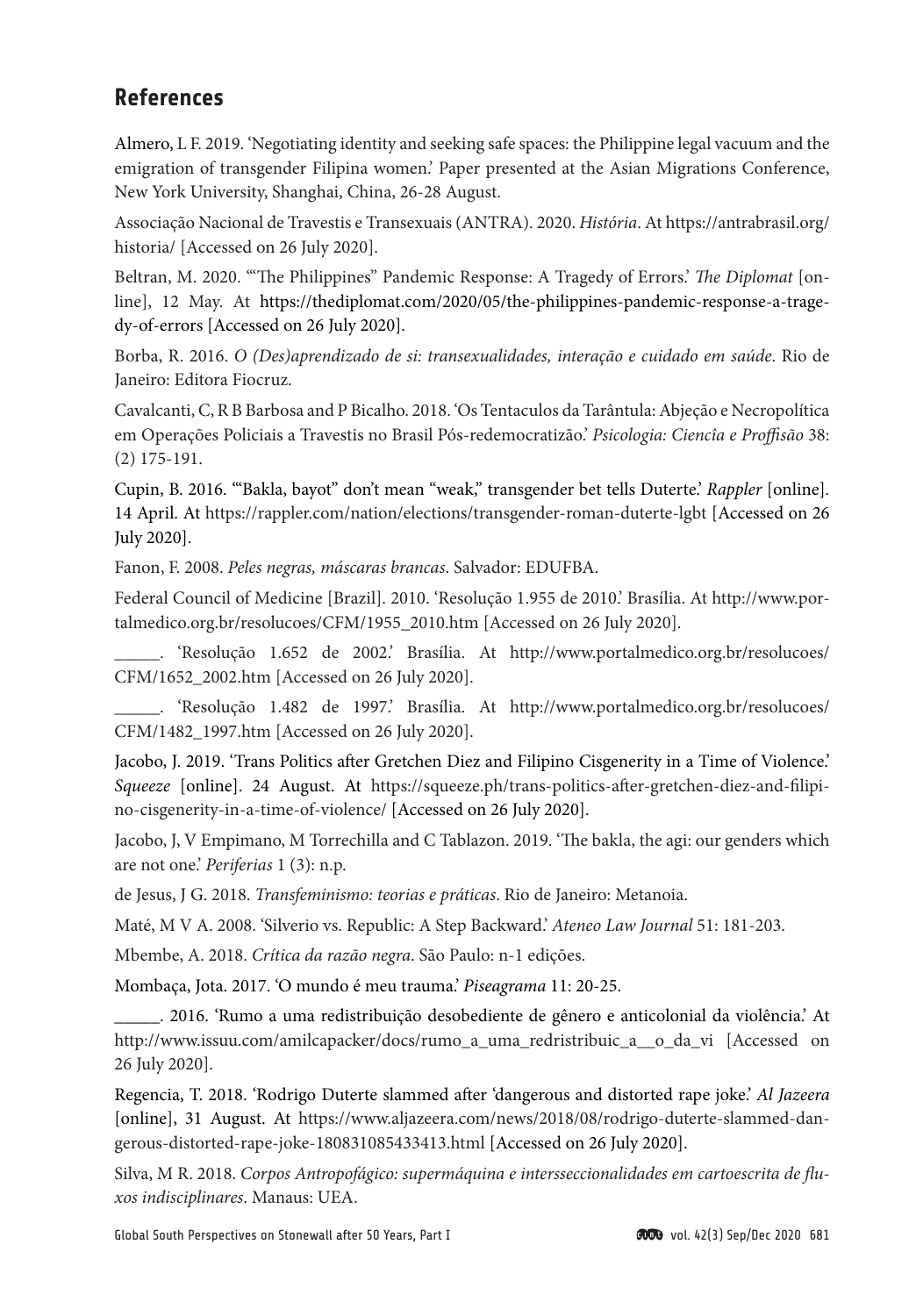## References

Almero, L F. 2019. 'Negotiating identity and seeking safe spaces: the Philippine legal vacuum and the emigration of transgender Filipina women.' Paper presented at the Asian Migrations Conference, New York University, Shanghai, China, 26-28 August.

Associação Nacional de Travestis e Transexuais (ANTRA). 2020. *História*. At https://antrabrasil.org/historia/ [Accessed on 26 July 2020].

Beltran, M. 2020. '"The Philippines" Pandemic Response: A Tragedy of Errors.' *The Diplomat* [online], 12 May. At https://thediplomat.com/2020/05/the-philippines-pandemic-response-a-tragedy-of-errors [Accessed on 26 July 2020].

Borba, R. 2016. *O (Des)aprendizado de si: transexualidades, interação e cuidado em saúde*. Rio de Janeiro: Editora Fiocruz.

Cavalcanti, C, R B Barbosa and P Bicalho. 2018. 'Os Tentaculos da Tarântula: Abjeção e Necropolítica em Operações Policiais a Travestis no Brasil Pós-redemocratizão.' *Psicologia: Ciencîa e Proffisão* 38: (2) 175-191.

Cupin, B. 2016. '"Bakla, bayot" don't mean "weak," transgender bet tells Duterte.' *Rappler* [online]. 14 April. At https://rappler.com/nation/elections/transgender-roman-duterte-lgbt [Accessed on 26 July 2020].

Fanon, F. 2008. *Peles negras, máscaras brancas*. Salvador: EDUFBA.

Federal Council of Medicine [Brazil]. 2010. 'Resolução 1.955 de 2010.' Brasília. At http://www.portalmedico.org.br/resolucoes/CFM/1955_2010.htm [Accessed on 26 July 2020].

_____. 'Resolução 1.652 de 2002.' Brasília. At http://www.portalmedico.org.br/resolucoes/CFM/1652_2002.htm [Accessed on 26 July 2020].

_____. 'Resolução 1.482 de 1997.' Brasília. At http://www.portalmedico.org.br/resolucoes/CFM/1482_1997.htm [Accessed on 26 July 2020].

Jacobo, J. 2019. 'Trans Politics after Gretchen Diez and Filipino Cisgenerity in a Time of Violence.' *Squeeze* [online]. 24 August. At https://squeeze.ph/trans-politics-after-gretchen-diez-and-filipino-cisgenerity-in-a-time-of-violence/ [Accessed on 26 July 2020].

Jacobo, J, V Empimano, M Torrechilla and C Tablazon. 2019. 'The bakla, the agi: our genders which are not one.' *Periferias* 1 (3): n.p.

de Jesus, J G. 2018. *Transfeminismo: teorias e práticas*. Rio de Janeiro: Metanoia.

Maté, M V A. 2008. 'Silverio vs. Republic: A Step Backward.' *Ateneo Law Journal* 51: 181-203.

Mbembe, A. 2018. *Crítica da razão negra*. São Paulo: n-1 edições.

Mombaça, Jota. 2017. 'O mundo é meu trauma.' *Piseagrama* 11: 20-25.

_____. 2016. 'Rumo a uma redistribuição desobediente de gênero e anticolonial da violência.' At http://www.issuu.com/amilcapacker/docs/rumo_a_uma_redistribuic_a__o_da_vi [Accessed on 26 July 2020].

Regencia, T. 2018. 'Rodrigo Duterte slammed after 'dangerous and distorted rape joke.' *Al Jazeera* [online], 31 August. At https://www.aljazeera.com/news/2018/08/rodrigo-duterte-slammed-dangerous-distorted-rape-joke-180831085433413.html [Accessed on 26 July 2020].

Silva, M R. 2018. *Corpos Antropofágico: supermáquina e intersseccionalidades em cartoescrita de fluxos indisciplinares*. Manaus: UEA.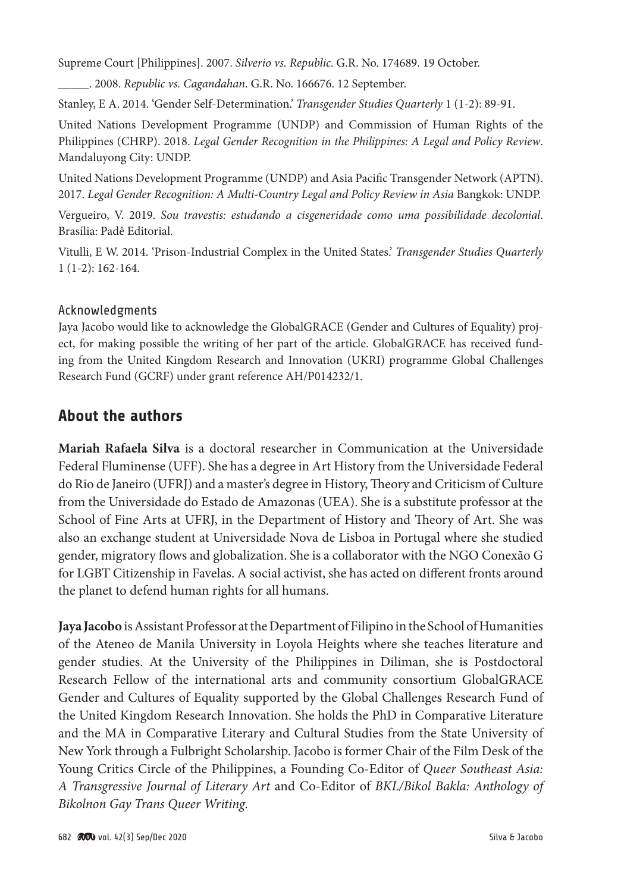Supreme Court [Philippines]. 2007. *Silverio vs. Republic*. G.R. No. 174689. 19 October.

_____. 2008. *Republic vs. Cagandahan*. G.R. No. 166676. 12 September.

Stanley, E A. 2014. 'Gender Self-Determination.' *Transgender Studies Quarterly* 1 (1-2): 89-91.

United Nations Development Programme (UNDP) and Commission of Human Rights of the Philippines (CHRP). 2018. *Legal Gender Recognition in the Philippines: A Legal and Policy Review*. Mandaluyong City: UNDP.

United Nations Development Programme (UNDP) and Asia Pacific Transgender Network (APTN). 2017. *Legal Gender Recognition: A Multi-Country Legal and Policy Review in Asia* Bangkok: UNDP.

Vergueiro, V. 2019. *Sou travestis: estudando a cisgeneridade como uma possibilidade decolonial*. Brasília: Padê Editorial.

Vitulli, E W. 2014. 'Prison-Industrial Complex in the United States.' *Transgender Studies Quarterly* 1 (1-2): 162-164.

### Acknowledgments

Jaya Jacobo would like to acknowledge the GlobalGRACE (Gender and Cultures of Equality) project, for making possible the writing of her part of the article. GlobalGRACE has received funding from the United Kingdom Research and Innovation (UKRI) programme Global Challenges Research Fund (GCRF) under grant reference AH/P014232/1.

## About the authors

**Mariah Rafaela Silva** is a doctoral researcher in Communication at the Universidade Federal Fluminense (UFF). She has a degree in Art History from the Universidade Federal do Rio de Janeiro (UFRJ) and a master's degree in History, Theory and Criticism of Culture from the Universidade do Estado de Amazonas (UEA). She is a substitute professor at the School of Fine Arts at UFRJ, in the Department of History and Theory of Art. She was also an exchange student at Universidade Nova de Lisboa in Portugal where she studied gender, migratory flows and globalization. She is a collaborator with the NGO Conexão G for LGBT Citizenship in Favelas. A social activist, she has acted on different fronts around the planet to defend human rights for all humans.

**Jaya Jacobo** is Assistant Professor at the Department of Filipino in the School of Humanities of the Ateneo de Manila University in Loyola Heights where she teaches literature and gender studies. At the University of the Philippines in Diliman, she is Postdoctoral Research Fellow of the international arts and community consortium GlobalGRACE Gender and Cultures of Equality supported by the Global Challenges Research Fund of the United Kingdom Research Innovation. She holds the PhD in Comparative Literature and the MA in Comparative Literary and Cultural Studies from the State University of New York through a Fulbright Scholarship. Jacobo is former Chair of the Film Desk of the Young Critics Circle of the Philippines, a Founding Co-Editor of *Queer Southeast Asia: A Transgressive Journal of Literary Art* and Co-Editor of *BKL/Bikol Bakla: Anthology of Bikolnon Gay Trans Queer Writing*.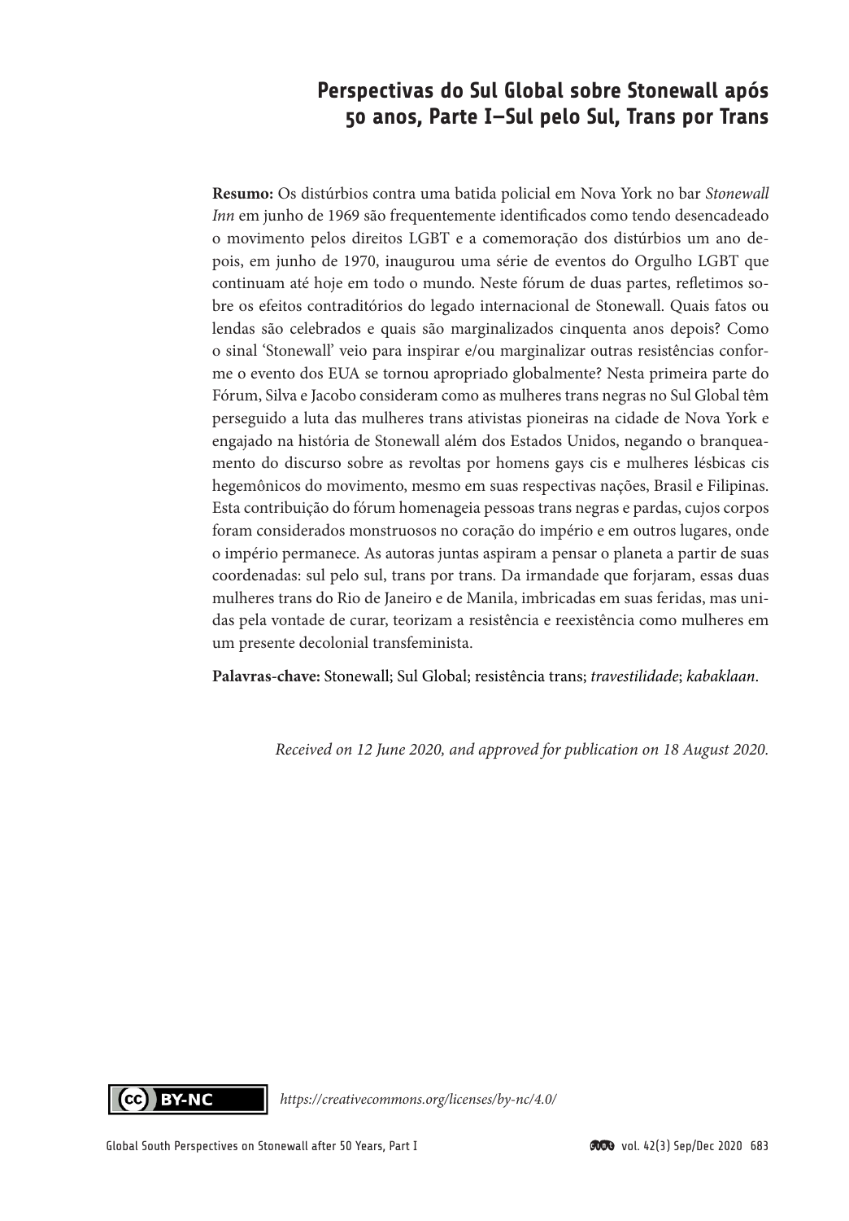# Perspectivas do Sul Global sobre Stonewall após 50 anos, Parte I—Sul pelo Sul, Trans por Trans

**Resumo:** Os distúrbios contra uma batida policial em Nova York no bar *Stonewall Inn* em junho de 1969 são frequentemente identificados como tendo desencadeado o movimento pelos direitos LGBT e a comemoração dos distúrbios um ano depois, em junho de 1970, inaugurou uma série de eventos do Orgulho LGBT que continuam até hoje em todo o mundo. Neste fórum de duas partes, refletimos sobre os efeitos contraditórios do legado internacional de Stonewall. Quais fatos ou lendas são celebrados e quais são marginalizados cinquenta anos depois? Como o sinal 'Stonewall' veio para inspirar e/ou marginalizar outras resistências conforme o evento dos EUA se tornou apropriado globalmente? Nesta primeira parte do Fórum, Silva e Jacobo consideram como as mulheres trans negras no Sul Global têm perseguido a luta das mulheres trans ativistas pioneiras na cidade de Nova York e engajado na história de Stonewall além dos Estados Unidos, negando o branqueamento do discurso sobre as revoltas por homens gays cis e mulheres lésbicas cis hegemônicos do movimento, mesmo em suas respectivas nações, Brasil e Filipinas. Esta contribuição do fórum homenageia pessoas trans negras e pardas, cujos corpos foram considerados monstruosos no coração do império e em outros lugares, onde o império permanece. As autoras juntas aspiram a pensar o planeta a partir de suas coordenadas: sul pelo sul, trans por trans. Da irmandade que forjaram, essas duas mulheres trans do Rio de Janeiro e de Manila, imbricadas em suas feridas, mas unidas pela vontade de curar, teorizam a resistência e reexistência como mulheres em um presente decolonial transfeminista.

**Palavras-chave:** Stonewall; Sul Global; resistência trans; *travestilidade*; *kabaklaan*.

*Received on 12 June 2020, and approved for publication on 18 August 2020.*

*https://creativecommons.org/licenses/by-nc/4.0/*